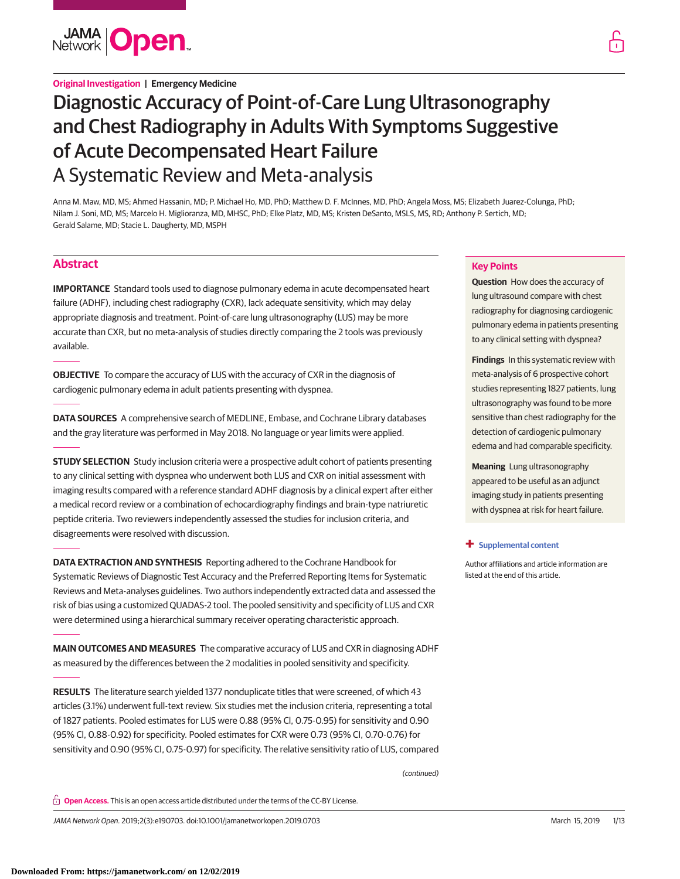**Original Investigation** | **Emergency Medicine**

# Diagnostic Accuracy of Point-of-Care Lung Ultrasonography and Chest Radiography in Adults With Symptoms Suggestive of Acute Decompensated Heart Failure

## A Systematic Review and Meta-analysis

Anna M. Maw, MD, MS; Ahmed Hassanin, MD; P. Michael Ho, MD, PhD; Matthew D. F. McInnes, MD, PhD; Angela Moss, MS; Elizabeth Juarez-Colunga, PhD; Nilam J. Soni, MD, MS; Marcelo H. Miglioranza, MD, MHSC, PhD; Elke Platz, MD, MS; Kristen DeSanto, MSLS, MS, RD; Anthony P. Sertich, MD; Gerald Salame, MD; Stacie L. Daugherty, MD, MSPH

## Abstract

**IMPORTANCE** Standard tools used to diagnose pulmonary edema in acute decompensated heart failure (ADHF), including chest radiography (CXR), lack adequate sensitivity, which may delay appropriate diagnosis and treatment. Point-of-care lung ultrasonography (LUS) may be more accurate than CXR, but no meta-analysis of studies directly comparing the 2 tools was previously available.

**OBJECTIVE** To compare the accuracy of LUS with the accuracy of CXR in the diagnosis of cardiogenic pulmonary edema in adult patients presenting with dyspnea.

**DATA SOURCES** A comprehensive search of MEDLINE, Embase, and Cochrane Library databases and the gray literature was performed in May 2018. No language or year limits were applied.

**STUDY SELECTION** Study inclusion criteria were a prospective adult cohort of patients presenting to any clinical setting with dyspnea who underwent both LUS and CXR on initial assessment with imaging results compared with a reference standard ADHF diagnosis by a clinical expert after either a medical record review or a combination of echocardiography findings and brain-type natriuretic peptide criteria. Two reviewers independently assessed the studies for inclusion criteria, and disagreements were resolved with discussion.

**DATA EXTRACTION AND SYNTHESIS** Reporting adhered to the Cochrane Handbook for Systematic Reviews of Diagnostic Test Accuracy and the Preferred Reporting Items for Systematic Reviews and Meta-analyses guidelines. Two authors independently extracted data and assessed the risk of bias using a customized QUADAS-2 tool. The pooled sensitivity and specificity of LUS and CXR were determined using a hierarchical summary receiver operating characteristic approach.

**MAIN OUTCOMES AND MEASURES** The comparative accuracy of LUS and CXR in diagnosing ADHF as measured by the differences between the 2 modalities in pooled sensitivity and specificity.

**RESULTS** The literature search yielded 1377 nonduplicate titles that were screened, of which 43 articles (3.1%) underwent full-text review. Six studies met the inclusion criteria, representing a total of 1827 patients. Pooled estimates for LUS were 0.88 (95% CI, 0.75-0.95) for sensitivity and 0.90 (95% CI, 0.88-0.92) for specificity. Pooled estimates for CXR were 0.73 (95% CI, 0.70-0.76) for sensitivity and 0.90 (95% CI, 0.75-0.97) for specificity. The relative sensitivity ratio of LUS, compared

*(continued)*

## Key Points

**Question** How does the accuracy of lung ultrasound compare with chest radiography for diagnosing cardiogenic pulmonary edema in patients presenting to any clinical setting with dyspnea?

**Findings** In this systematic review with meta-analysis of 6 prospective cohort studies representing 1827 patients, lung ultrasonography was found to be more sensitive than chest radiography for the detection of cardiogenic pulmonary edema and had comparable specificity.

**Meaning** Lung ultrasonography appeared to be useful as an adjunct imaging study in patients presenting with dyspnea at risk for heart failure.

**+ Supplemental content**

Author affiliations and article information are listed at the end of this article.

**Open Access.** This is an open access article distributed under the terms of the CC-BY License.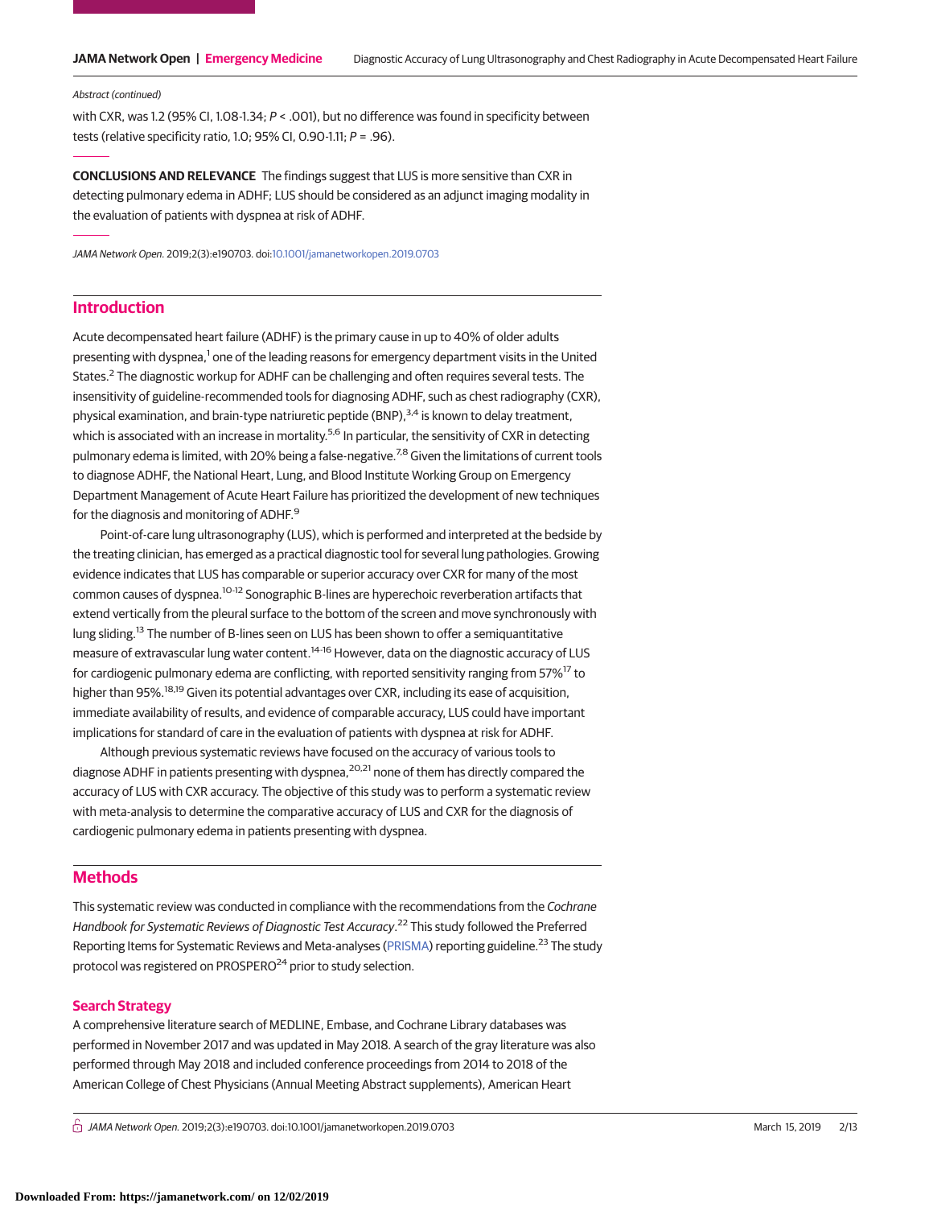Abstract (continued)

with CXR, was 1.2 (95% CI, 1.08-1.34; $P < .001$), but no difference was found in specificity between tests (relative specificity ratio, 1.0; 95% CI, 0.90-1.11; $P = .96$).

**CONCLUSIONS AND RELEVANCE** The findings suggest that LUS is more sensitive than CXR in detecting pulmonary edema in ADHF; LUS should be considered as an adjunct imaging modality in the evaluation of patients with dyspnea at risk of ADHF.

*JAMA Network Open*. 2019;2(3):e190703. doi:10.1001/jamanetworkopen.2019.0703

## Introduction

Acute decompensated heart failure (ADHF) is the primary cause in up to 40% of older adults presenting with dyspnea,[1] one of the leading reasons for emergency department visits in the United States.[2] The diagnostic workup for ADHF can be challenging and often requires several tests. The insensitivity of guideline-recommended tools for diagnosing ADHF, such as chest radiography (CXR), physical examination, and brain-type natriuretic peptide (BNP),[3,4] is known to delay treatment, which is associated with an increase in mortality.[5,6] In particular, the sensitivity of CXR in detecting pulmonary edema is limited, with 20% being a false-negative.[7,8] Given the limitations of current tools to diagnose ADHF, the National Heart, Lung, and Blood Institute Working Group on Emergency Department Management of Acute Heart Failure has prioritized the development of new techniques for the diagnosis and monitoring of ADHF.[9]

Point-of-care lung ultrasonography (LUS), which is performed and interpreted at the bedside by the treating clinician, has emerged as a practical diagnostic tool for several lung pathologies. Growing evidence indicates that LUS has comparable or superior accuracy over CXR for many of the most common causes of dyspnea.[10-12] Sonographic B-lines are hyperechoic reverberation artifacts that extend vertically from the pleural surface to the bottom of the screen and move synchronously with lung sliding.[13] The number of B-lines seen on LUS has been shown to offer a semiquantitative measure of extravascular lung water content.[14-16] However, data on the diagnostic accuracy of LUS for cardiogenic pulmonary edema are conflicting, with reported sensitivity ranging from 57%[17] to higher than 95%.[18,19] Given its potential advantages over CXR, including its ease of acquisition, immediate availability of results, and evidence of comparable accuracy, LUS could have important implications for standard of care in the evaluation of patients with dyspnea at risk for ADHF.

Although previous systematic reviews have focused on the accuracy of various tools to diagnose ADHF in patients presenting with dyspnea,[20,21] none of them has directly compared the accuracy of LUS with CXR accuracy. The objective of this study was to perform a systematic review with meta-analysis to determine the comparative accuracy of LUS and CXR for the diagnosis of cardiogenic pulmonary edema in patients presenting with dyspnea.

## Methods

This systematic review was conducted in compliance with the recommendations from the *Cochrane Handbook for Systematic Reviews of Diagnostic Test Accuracy*.[22] This study followed the Preferred Reporting Items for Systematic Reviews and Meta-analyses (PRISMA) reporting guideline.[23] The study protocol was registered on PROSPERO[24] prior to study selection.

### Search Strategy

A comprehensive literature search of MEDLINE, Embase, and Cochrane Library databases was performed in November 2017 and was updated in May 2018. A search of the gray literature was also performed through May 2018 and included conference proceedings from 2014 to 2018 of the American College of Chest Physicians (Annual Meeting Abstract supplements), American Heart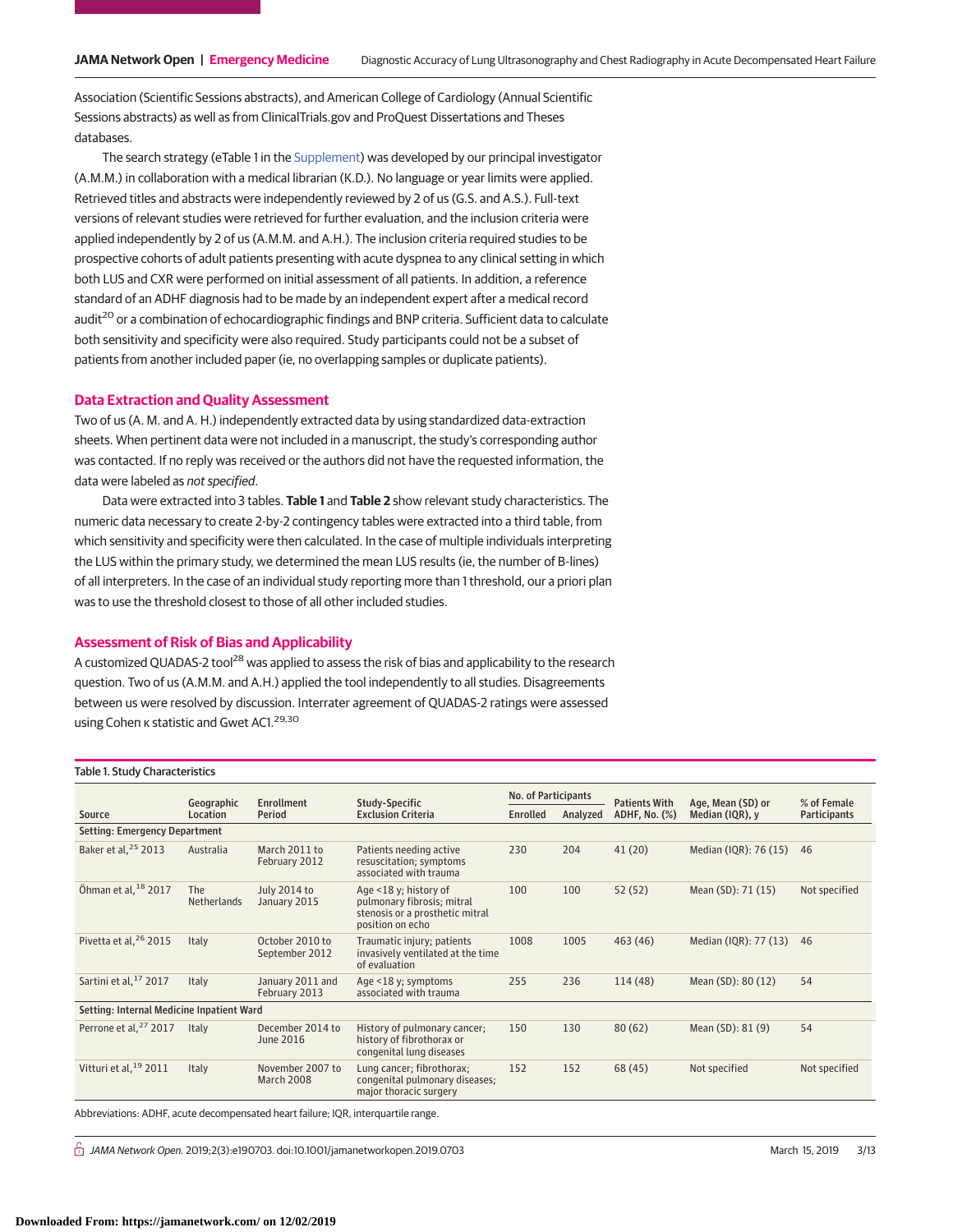Association (Scientific Sessions abstracts), and American College of Cardiology (Annual Scientific Sessions abstracts) as well as from ClinicalTrials.gov and ProQuest Dissertations and Theses databases.

The search strategy (eTable 1 in the Supplement) was developed by our principal investigator (A.M.M.) in collaboration with a medical librarian (K.D.). No language or year limits were applied. Retrieved titles and abstracts were independently reviewed by 2 of us (G.S. and A.S.). Full-text versions of relevant studies were retrieved for further evaluation, and the inclusion criteria were applied independently by 2 of us (A.M.M. and A.H.). The inclusion criteria required studies to be prospective cohorts of adult patients presenting with acute dyspnea to any clinical setting in which both LUS and CXR were performed on initial assessment of all patients. In addition, a reference standard of an ADHF diagnosis had to be made by an independent expert after a medical record audit[20] or a combination of echocardiographic findings and BNP criteria. Sufficient data to calculate both sensitivity and specificity were also required. Study participants could not be a subset of patients from another included paper (ie, no overlapping samples or duplicate patients).

## Data Extraction and Quality Assessment

Two of us (A. M. and A. H.) independently extracted data by using standardized data-extraction sheets. When pertinent data were not included in a manuscript, the study's corresponding author was contacted. If no reply was received or the authors did not have the requested information, the data were labeled as *not specified*.

Data were extracted into 3 tables. **Table 1** and **Table 2** show relevant study characteristics. The numeric data necessary to create 2-by-2 contingency tables were extracted into a third table, from which sensitivity and specificity were then calculated. In the case of multiple individuals interpreting the LUS within the primary study, we determined the mean LUS results (ie, the number of B-lines) of all interpreters. In the case of an individual study reporting more than 1 threshold, our a priori plan was to use the threshold closest to those of all other included studies.

## Assessment of Risk of Bias and Applicability

A customized QUADAS-2 tool[28] was applied to assess the risk of bias and applicability to the research question. Two of us (A.M.M. and A.H.) applied the tool independently to all studies. Disagreements between us were resolved by discussion. Interrater agreement of QUADAS-2 ratings were assessed using Cohen κ statistic and Gwet AC1.[29,30]

Table 1. Study Characteristics

| Source | Geographic Location | Enrollment Period | Study-Specific Exclusion Criteria | No. of Participants | | Patients With ADHF, No. (%) | Age, Mean (SD) or Median (IQR), y | % of Female Participants |
|---|---|---|---|---|---|---|---|---|
| | | | | Enrolled | Analyzed | | | |
| **Setting: Emergency Department** | | | | | | | | |
| Baker et al,[25] 2013 | Australia | March 2011 to February 2012 | Patients needing active resuscitation; symptoms associated with trauma | 230 | 204 | 41 (20) | Median (IQR): 76 (15) | 46 |
| Öhman et al,[18] 2017 | The Netherlands | July 2014 to January 2015 | Age <18 y; history of pulmonary fibrosis; mitral stenosis or a prosthetic mitral position on echo | 100 | 100 | 52 (52) | Mean (SD): 71 (15) | Not specified |
| Pivetta et al,[26] 2015 | Italy | October 2010 to September 2012 | Traumatic injury; patients invasively ventilated at the time of evaluation | 1008 | 1005 | 463 (46) | Median (IQR): 77 (13) | 46 |
| Sartini et al,[17] 2017 | Italy | January 2011 and February 2013 | Age <18 y; symptoms associated with trauma | 255 | 236 | 114 (48) | Mean (SD): 80 (12) | 54 |
| **Setting: Internal Medicine Inpatient Ward** | | | | | | | | |
| Perrone et al,[27] 2017 | Italy | December 2014 to June 2016 | History of pulmonary cancer; history of fibrothorax or congenital lung diseases | 150 | 130 | 80 (62) | Mean (SD): 81 (9) | 54 |
| Vitturi et al,[19] 2011 | Italy | November 2007 to March 2008 | Lung cancer; fibrothorax; congenital pulmonary diseases; major thoracic surgery | 152 | 152 | 68 (45) | Not specified | Not specified |

Abbreviations: ADHF, acute decompensated heart failure; IQR, interquartile range.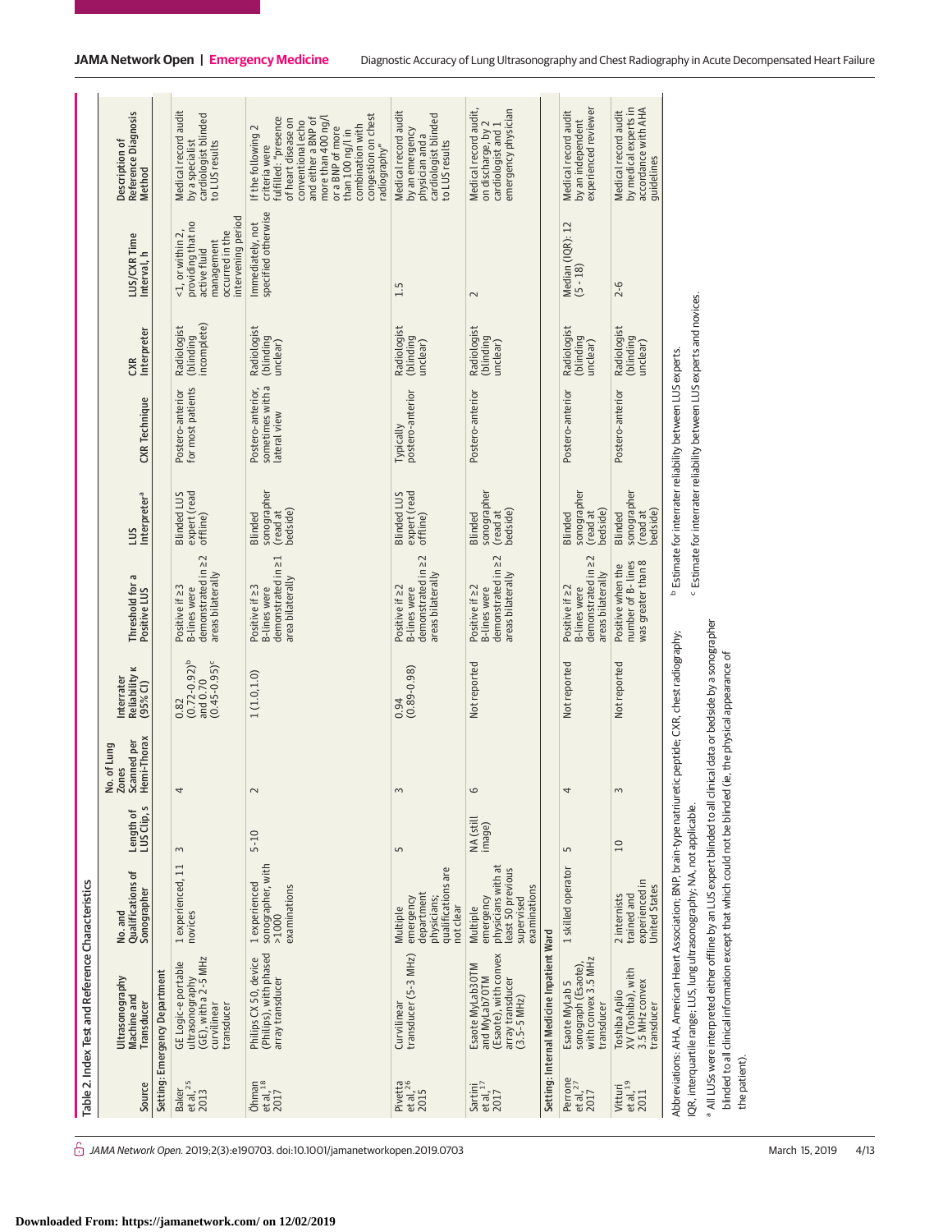Table 2. Index Test and Reference Characteristics

| Source | Ultrasonography Machine and Transducer | No. and Qualifications of Sonographer | Length of LUS Clip, s | No. of Lung Zones Scanned per Hemi-Thorax | Interrater Reliability κ (95% CI) | Threshold for a Positive LUS | LUS Interpreter[a] | CXR Technique | CXR Interpreter | LUS/CXR Time Interval, h | Description of Reference Diagnosis Method |
|---|---|---|---|---|---|---|---|---|---|---|---|
| **Setting: Emergency Department** | | | | | | | | | | | |
| Baker et al,[25] 2013 | GE Logic-e portable ultrasonography (GE), with a 2-5 MHz curvilinear transducer | 1 experienced, 11 novices | 3 | 4 | 0.82 (0.72-0.92)[b] and 0.70 (0.45-0.95)[c] | Positive if ≥3 B-lines were demonstrated in ≥2 areas bilaterally | Blinded LUS expert (read offline) | Postero-anterior for most patients | Radiologist (blinding incomplete) | <1, or within 2, providing that no active fluid management occurred in the intervening period | Medical record audit by a specialist cardiologist blinded to LUS results |
| Öhman et al,[18] 2017 | Philips CX 50, device (Philips), with phased array transducer | 1 experienced sonographer, with >1000 examinations | 5-10 | 2 | 1 (1.0,1.0) | Positive if ≥3 B-lines were demonstrated in ≥1 area bilaterally | Blinded sonographer (read at bedside) | Postero-anterior, sometimes with a lateral view | Radiologist (blinding unclear) | Immediately, not specified otherwise | If the following 2 criteria were fulfilled: "presence of heart disease on conventional echo and either a BNP of more than 400 ng/l or a BNP of more than 100 ng/l in combination with congestion on chest radiography" |
| Pivetta et al,[26] 2015 | Curvilinear transducer (5-3 MHz) | Multiple emergency department physicians; qualifications are not clear | 5 | 3 | 0.94 (0.89-0.98) | Positive if ≥2 B-lines were demonstrated in ≥2 areas bilaterally | Blinded LUS expert (read offline) | Typically postero-anterior | Radiologist (blinding unclear) | 1.5 | Medical record audit by an emergency physician and a cardiologist blinded to LUS results |
| Sartini et al,[17] 2017 | Esaote MyLab30TM and MyLab70TM (Esaote), with convex array transducer (3.5-5 MHz) | Multiple emergency physicians with at least 50 previous supervised examinations | NA (still image) | 6 | Not reported | Positive if ≥2 B-lines were demonstrated in ≥2 areas bilaterally | Blinded sonographer (read at bedside) | Postero-anterior | Radiologist (blinding unclear) | 2 | Medical record audit, on discharge, by 2 cardiologist and 1 emergency physician |
| **Setting: Internal Medicine Inpatient Ward** | | | | | | | | | | | |
| Perrone et al,[27] 2017 | Esaote MyLab 5 sonograph (Esaote), with convex 3.5 MHz transducer | 1 skilled operator | 5 | 4 | Not reported | Positive if ≥2 B-lines were demonstrated in ≥2 areas bilaterally | Blinded sonographer (read at bedside) | Postero-anterior | Radiologist (blinding unclear) | Median (IQR): 12 (5 - 18) | Medical record audit by an independent experienced reviewer |
| Vitturi et al,[19] 2011 | Toshiba Aplio XV (Toshiba), with 3.5 MHz convex transducer | 2 internists trained and experienced in United States | 10 | 3 | Not reported | Positive when the number of B-lines was greater than 8 | Blinded sonographer (read at bedside) | Postero-anterior | Radiologist (blinding unclear) | 2-6 | Medical record audit by medical experts in accordance with AHA guidelines |

Abbreviations: AHA, American Heart Association; BNP, brain-type natriuretic peptide; CXR, chest radiography; IQR, interquartile range; LUS, lung ultrasonography; NA, not applicable.

[a] All LUSs were interpreted either offline by an LUS expert blinded to all clinical data or bedside by a sonographer blinded to all clinical information except that which could not be blinded (ie, the physical appearance of the patient).

[b] Estimate for interrater reliability between LUS experts.

[c] Estimate for interrater reliability between LUS experts and novices.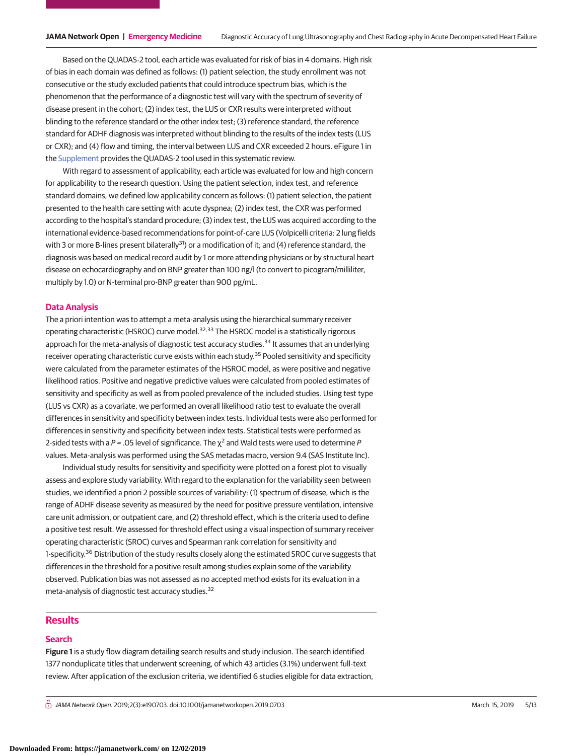Based on the QUADAS-2 tool, each article was evaluated for risk of bias in 4 domains. High risk of bias in each domain was defined as follows: (1) patient selection, the study enrollment was not consecutive or the study excluded patients that could introduce spectrum bias, which is the phenomenon that the performance of a diagnostic test will vary with the spectrum of severity of disease present in the cohort; (2) index test, the LUS or CXR results were interpreted without blinding to the reference standard or the other index test; (3) reference standard, the reference standard for ADHF diagnosis was interpreted without blinding to the results of the index tests (LUS or CXR); and (4) flow and timing, the interval between LUS and CXR exceeded 2 hours. eFigure 1 in the Supplement provides the QUADAS-2 tool used in this systematic review.

With regard to assessment of applicability, each article was evaluated for low and high concern for applicability to the research question. Using the patient selection, index test, and reference standard domains, we defined low applicability concern as follows: (1) patient selection, the patient presented to the health care setting with acute dyspnea; (2) index test, the CXR was performed according to the hospital's standard procedure; (3) index test, the LUS was acquired according to the international evidence-based recommendations for point-of-care LUS (Volpicelli criteria: 2 lung fields with 3 or more B-lines present bilaterally[31]) or a modification of it; and (4) reference standard, the diagnosis was based on medical record audit by 1 or more attending physicians or by structural heart disease on echocardiography and on BNP greater than 100 ng/l (to convert to picogram/milliliter, multiply by 1.0) or N-terminal pro-BNP greater than 900 pg/mL.

## Data Analysis

The a priori intention was to attempt a meta-analysis using the hierarchical summary receiver operating characteristic (HSROC) curve model.[32,33] The HSROC model is a statistically rigorous approach for the meta-analysis of diagnostic test accuracy studies.[34] It assumes that an underlying receiver operating characteristic curve exists within each study.[35] Pooled sensitivity and specificity were calculated from the parameter estimates of the HSROC model, as were positive and negative likelihood ratios. Positive and negative predictive values were calculated from pooled estimates of sensitivity and specificity as well as from pooled prevalence of the included studies. Using test type (LUS vs CXR) as a covariate, we performed an overall likelihood ratio test to evaluate the overall differences in sensitivity and specificity between index tests. Individual tests were also performed for differences in sensitivity and specificity between index tests. Statistical tests were performed as 2-sided tests with a $P = .05$ level of significance. The $\chi^2$ and Wald tests were used to determine $P$ values. Meta-analysis was performed using the SAS metadas macro, version 9.4 (SAS Institute Inc).

Individual study results for sensitivity and specificity were plotted on a forest plot to visually assess and explore study variability. With regard to the explanation for the variability seen between studies, we identified a priori 2 possible sources of variability: (1) spectrum of disease, which is the range of ADHF disease severity as measured by the need for positive pressure ventilation, intensive care unit admission, or outpatient care, and (2) threshold effect, which is the criteria used to define a positive test result. We assessed for threshold effect using a visual inspection of summary receiver operating characteristic (SROC) curves and Spearman rank correlation for sensitivity and 1-specificity.[36] Distribution of the study results closely along the estimated SROC curve suggests that differences in the threshold for a positive result among studies explain some of the variability observed. Publication bias was not assessed as no accepted method exists for its evaluation in a meta-analysis of diagnostic test accuracy studies.[32]

# Results

## Search

**Figure 1** is a study flow diagram detailing search results and study inclusion. The search identified 1377 nonduplicate titles that underwent screening, of which 43 articles (3.1%) underwent full-text review. After application of the exclusion criteria, we identified 6 studies eligible for data extraction,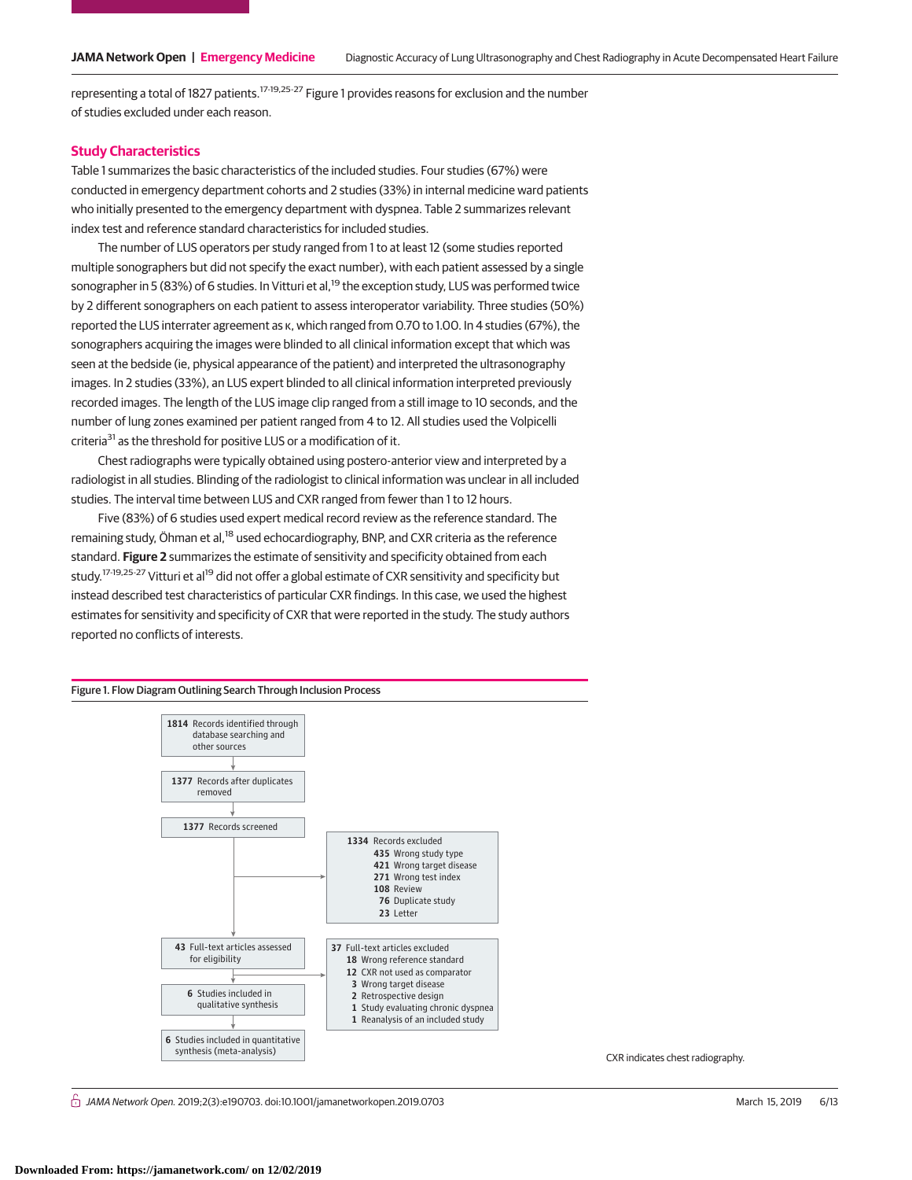representing a total of 1827 patients.[17-19,25-27] Figure 1 provides reasons for exclusion and the number of studies excluded under each reason.

## Study Characteristics

Table 1 summarizes the basic characteristics of the included studies. Four studies (67%) were conducted in emergency department cohorts and 2 studies (33%) in internal medicine ward patients who initially presented to the emergency department with dyspnea. Table 2 summarizes relevant index test and reference standard characteristics for included studies.

The number of LUS operators per study ranged from 1 to at least 12 (some studies reported multiple sonographers but did not specify the exact number), with each patient assessed by a single sonographer in 5 (83%) of 6 studies. In Vitturi et al,[19] the exception study, LUS was performed twice by 2 different sonographers on each patient to assess interoperator variability. Three studies (50%) reported the LUS interrater agreement as κ, which ranged from 0.70 to 1.00. In 4 studies (67%), the sonographers acquiring the images were blinded to all clinical information except that which was seen at the bedside (ie, physical appearance of the patient) and interpreted the ultrasonography images. In 2 studies (33%), an LUS expert blinded to all clinical information interpreted previously recorded images. The length of the LUS image clip ranged from a still image to 10 seconds, and the number of lung zones examined per patient ranged from 4 to 12. All studies used the Volpicelli criteria[31] as the threshold for positive LUS or a modification of it.

Chest radiographs were typically obtained using postero-anterior view and interpreted by a radiologist in all studies. Blinding of the radiologist to clinical information was unclear in all included studies. The interval time between LUS and CXR ranged from fewer than 1 to 12 hours.

Five (83%) of 6 studies used expert medical record review as the reference standard. The remaining study, Öhman et al,[18] used echocardiography, BNP, and CXR criteria as the reference standard. **Figure 2** summarizes the estimate of sensitivity and specificity obtained from each study.[17-19,25-27] Vitturi et al[19] did not offer a global estimate of CXR sensitivity and specificity but instead described test characteristics of particular CXR findings. In this case, we used the highest estimates for sensitivity and specificity of CXR that were reported in the study. The study authors reported no conflicts of interests.

Figure 1. Flow Diagram Outlining Search Through Inclusion Process

- **1814** Records identified through database searching and other sources
- **1377** Records after duplicates removed
- **1377** Records screened
- **1334** Records excluded
  - **435** Wrong study type
  - **421** Wrong target disease
  - **271** Wrong test index
  - **108** Review
  - **76** Duplicate study
  - **23** Letter
- **43** Full-text articles assessed for eligibility
- **37** Full-text articles excluded
  - **18** Wrong reference standard
  - **12** CXR not used as comparator
  - **3** Wrong target disease
  - **2** Retrospective design
  - **1** Study evaluating chronic dyspnea
  - **1** Reanalysis of an included study
- **6** Studies included in qualitative synthesis
- **6** Studies included in quantitative synthesis (meta-analysis)

CXR indicates chest radiography.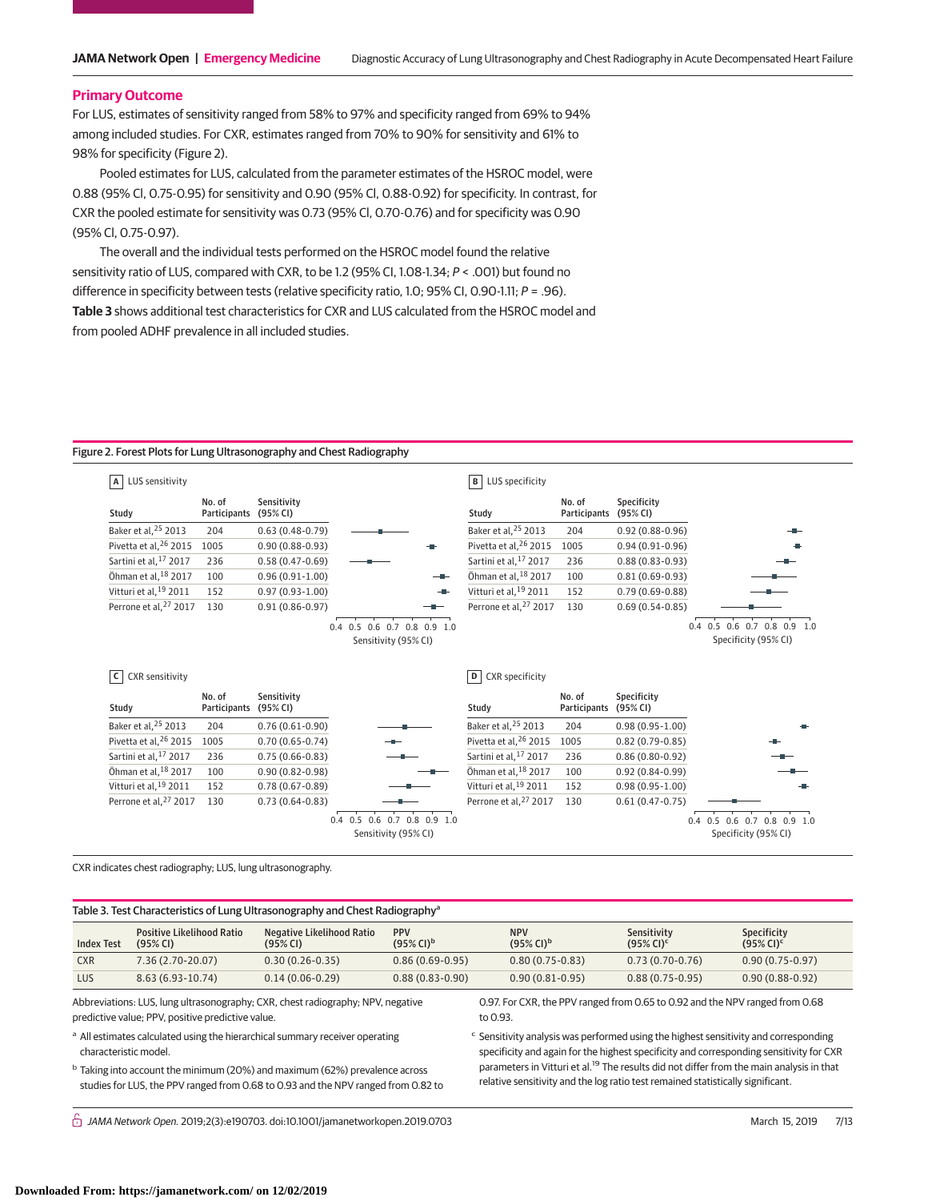## Primary Outcome

For LUS, estimates of sensitivity ranged from 58% to 97% and specificity ranged from 69% to 94% among included studies. For CXR, estimates ranged from 70% to 90% for sensitivity and 61% to 98% for specificity (Figure 2).

Pooled estimates for LUS, calculated from the parameter estimates of the HSROC model, were 0.88 (95% CI, 0.75-0.95) for sensitivity and 0.90 (95% CI, 0.88-0.92) for specificity. In contrast, for CXR the pooled estimate for sensitivity was 0.73 (95% CI, 0.70-0.76) and for specificity was 0.90 (95% CI, 0.75-0.97).

The overall and the individual tests performed on the HSROC model found the relative sensitivity ratio of LUS, compared with CXR, to be 1.2 (95% CI, 1.08-1.34; $P < .001$) but found no difference in specificity between tests (relative specificity ratio, 1.0; 95% CI, 0.90-1.11; $P = .96$). **Table 3** shows additional test characteristics for CXR and LUS calculated from the HSROC model and from pooled ADHF prevalence in all included studies.

Figure 2. Forest Plots for Lung Ultrasonography and Chest Radiography

A LUS sensitivity

| Study | No. of Participants | Sensitivity (95% CI) |
|---|---|---|
| Baker et al,[25] 2013 | 204 | 0.63 (0.48-0.79) |
| Pivetta et al,[26] 2015 | 1005 | 0.90 (0.88-0.93) |
| Sartini et al,[17] 2017 | 236 | 0.58 (0.47-0.69) |
| Öhman et al,[18] 2017 | 100 | 0.96 (0.91-1.00) |
| Vitturi et al,[19] 2011 | 152 | 0.97 (0.93-1.00) |
| Perrone et al,[27] 2017 | 130 | 0.91 (0.86-0.97) |

B LUS specificity

| Study | No. of Participants | Specificity (95% CI) |
|---|---|---|
| Baker et al,[25] 2013 | 204 | 0.92 (0.88-0.96) |
| Pivetta et al,[26] 2015 | 1005 | 0.94 (0.91-0.96) |
| Sartini et al,[17] 2017 | 236 | 0.88 (0.83-0.93) |
| Öhman et al,[18] 2017 | 100 | 0.81 (0.69-0.93) |
| Vitturi et al,[19] 2011 | 152 | 0.79 (0.69-0.88) |
| Perrone et al,[27] 2017 | 130 | 0.69 (0.54-0.85) |

C CXR sensitivity

| Study | No. of Participants | Sensitivity (95% CI) |
|---|---|---|
| Baker et al,[25] 2013 | 204 | 0.76 (0.61-0.90) |
| Pivetta et al,[26] 2015 | 1005 | 0.70 (0.65-0.74) |
| Sartini et al,[17] 2017 | 236 | 0.75 (0.66-0.83) |
| Öhman et al,[18] 2017 | 100 | 0.90 (0.82-0.98) |
| Vitturi et al,[19] 2011 | 152 | 0.78 (0.67-0.89) |
| Perrone et al,[27] 2017 | 130 | 0.73 (0.64-0.83) |

D CXR specificity

| Study | No. of Participants | Specificity (95% CI) |
|---|---|---|
| Baker et al,[25] 2013 | 204 | 0.98 (0.95-1.00) |
| Pivetta et al,[26] 2015 | 1005 | 0.82 (0.79-0.85) |
| Sartini et al,[17] 2017 | 236 | 0.86 (0.80-0.92) |
| Öhman et al,[18] 2017 | 100 | 0.92 (0.84-0.99) |
| Vitturi et al,[19] 2011 | 152 | 0.98 (0.95-1.00) |
| Perrone et al,[27] 2017 | 130 | 0.61 (0.47-0.75) |

CXR indicates chest radiography; LUS, lung ultrasonography.

Table 3. Test Characteristics of Lung Ultrasonography and Chest Radiography[a]

| Index Test | Positive Likelihood Ratio (95% CI) | Negative Likelihood Ratio (95% CI) | PPV (95% CI)[b] | NPV (95% CI)[b] | Sensitivity (95% CI)[c] | Specificity (95% CI)[c] |
|---|---|---|---|---|---|---|
| CXR | 7.36 (2.70-20.07) | 0.30 (0.26-0.35) | 0.86 (0.69-0.95) | 0.80 (0.75-0.83) | 0.73 (0.70-0.76) | 0.90 (0.75-0.97) |
| LUS | 8.63 (6.93-10.74) | 0.14 (0.06-0.29) | 0.88 (0.83-0.90) | 0.90 (0.81-0.95) | 0.88 (0.75-0.95) | 0.90 (0.88-0.92) |

Abbreviations: LUS, lung ultrasonography; CXR, chest radiography; NPV, negative predictive value; PPV, positive predictive value.

[a] All estimates calculated using the hierarchical summary receiver operating characteristic model.

[b] Taking into account the minimum (20%) and maximum (62%) prevalence across studies for LUS, the PPV ranged from 0.68 to 0.93 and the NPV ranged from 0.82 to 0.97. For CXR, the PPV ranged from 0.65 to 0.92 and the NPV ranged from 0.68 to 0.93.

[c] Sensitivity analysis was performed using the highest sensitivity and corresponding specificity and again for the highest specificity and corresponding sensitivity for CXR parameters in Vitturi et al.[19] The results did not differ from the main analysis in that relative sensitivity and the log ratio test remained statistically significant.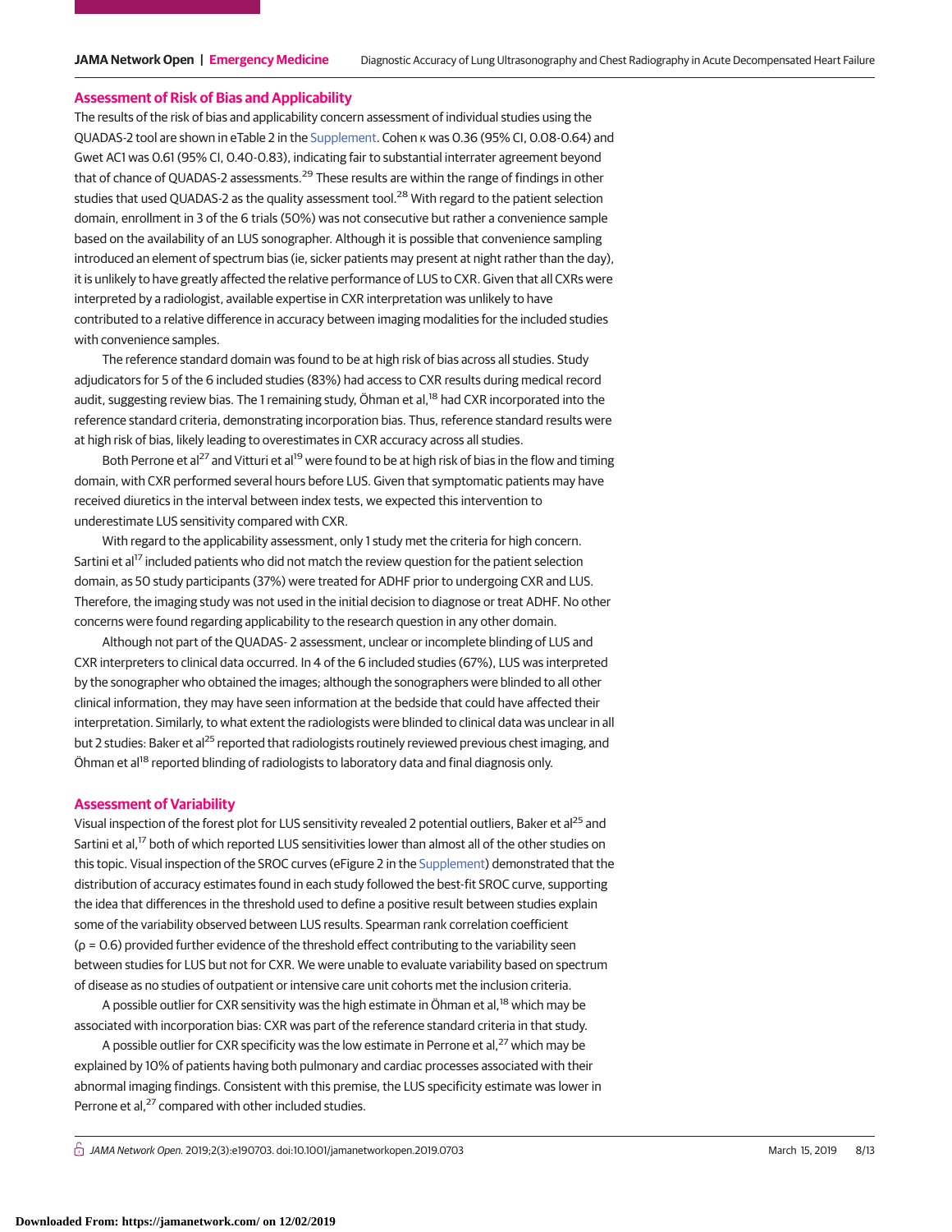## Assessment of Risk of Bias and Applicability

The results of the risk of bias and applicability concern assessment of individual studies using the QUADAS-2 tool are shown in eTable 2 in the Supplement. Cohen κ was 0.36 (95% CI, 0.08-0.64) and Gwet AC1 was 0.61 (95% CI, 0.40-0.83), indicating fair to substantial interrater agreement beyond that of chance of QUADAS-2 assessments.[29] These results are within the range of findings in other studies that used QUADAS-2 as the quality assessment tool.[28] With regard to the patient selection domain, enrollment in 3 of the 6 trials (50%) was not consecutive but rather a convenience sample based on the availability of an LUS sonographer. Although it is possible that convenience sampling introduced an element of spectrum bias (ie, sicker patients may present at night rather than the day), it is unlikely to have greatly affected the relative performance of LUS to CXR. Given that all CXRs were interpreted by a radiologist, available expertise in CXR interpretation was unlikely to have contributed to a relative difference in accuracy between imaging modalities for the included studies with convenience samples.

The reference standard domain was found to be at high risk of bias across all studies. Study adjudicators for 5 of the 6 included studies (83%) had access to CXR results during medical record audit, suggesting review bias. The 1 remaining study, Öhman et al,[18] had CXR incorporated into the reference standard criteria, demonstrating incorporation bias. Thus, reference standard results were at high risk of bias, likely leading to overestimates in CXR accuracy across all studies.

Both Perrone et al[27] and Vitturi et al[19] were found to be at high risk of bias in the flow and timing domain, with CXR performed several hours before LUS. Given that symptomatic patients may have received diuretics in the interval between index tests, we expected this intervention to underestimate LUS sensitivity compared with CXR.

With regard to the applicability assessment, only 1 study met the criteria for high concern. Sartini et al[17] included patients who did not match the review question for the patient selection domain, as 50 study participants (37%) were treated for ADHF prior to undergoing CXR and LUS. Therefore, the imaging study was not used in the initial decision to diagnose or treat ADHF. No other concerns were found regarding applicability to the research question in any other domain.

Although not part of the QUADAS- 2 assessment, unclear or incomplete blinding of LUS and CXR interpreters to clinical data occurred. In 4 of the 6 included studies (67%), LUS was interpreted by the sonographer who obtained the images; although the sonographers were blinded to all other clinical information, they may have seen information at the bedside that could have affected their interpretation. Similarly, to what extent the radiologists were blinded to clinical data was unclear in all but 2 studies: Baker et al[25] reported that radiologists routinely reviewed previous chest imaging, and Öhman et al[18] reported blinding of radiologists to laboratory data and final diagnosis only.

## Assessment of Variability

Visual inspection of the forest plot for LUS sensitivity revealed 2 potential outliers, Baker et al[25] and Sartini et al,[17] both of which reported LUS sensitivities lower than almost all of the other studies on this topic. Visual inspection of the SROC curves (eFigure 2 in the Supplement) demonstrated that the distribution of accuracy estimates found in each study followed the best-fit SROC curve, supporting the idea that differences in the threshold used to define a positive result between studies explain some of the variability observed between LUS results. Spearman rank correlation coefficient ($\rho = 0.6$) provided further evidence of the threshold effect contributing to the variability seen between studies for LUS but not for CXR. We were unable to evaluate variability based on spectrum of disease as no studies of outpatient or intensive care unit cohorts met the inclusion criteria.

A possible outlier for CXR sensitivity was the high estimate in Öhman et al,[18] which may be associated with incorporation bias: CXR was part of the reference standard criteria in that study.

A possible outlier for CXR specificity was the low estimate in Perrone et al,[27] which may be explained by 10% of patients having both pulmonary and cardiac processes associated with their abnormal imaging findings. Consistent with this premise, the LUS specificity estimate was lower in Perrone et al,[27] compared with other included studies.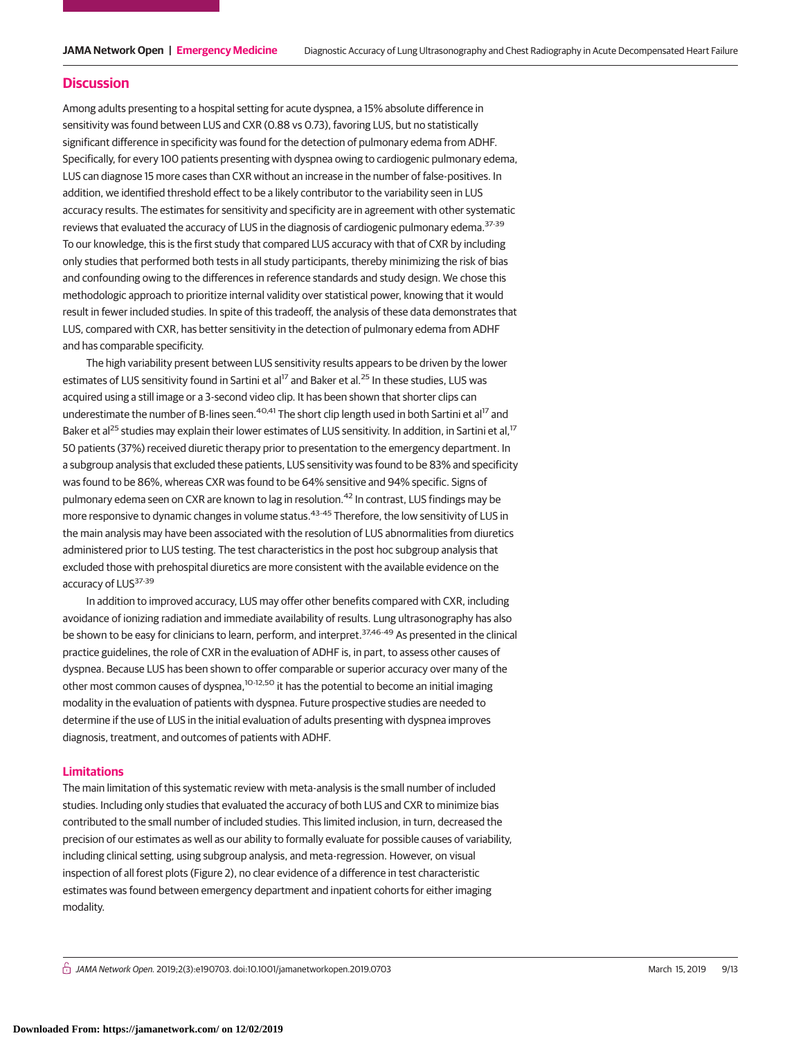## Discussion

Among adults presenting to a hospital setting for acute dyspnea, a 15% absolute difference in sensitivity was found between LUS and CXR (0.88 vs 0.73), favoring LUS, but no statistically significant difference in specificity was found for the detection of pulmonary edema from ADHF. Specifically, for every 100 patients presenting with dyspnea owing to cardiogenic pulmonary edema, LUS can diagnose 15 more cases than CXR without an increase in the number of false-positives. In addition, we identified threshold effect to be a likely contributor to the variability seen in LUS accuracy results. The estimates for sensitivity and specificity are in agreement with other systematic reviews that evaluated the accuracy of LUS in the diagnosis of cardiogenic pulmonary edema.[37-39] To our knowledge, this is the first study that compared LUS accuracy with that of CXR by including only studies that performed both tests in all study participants, thereby minimizing the risk of bias and confounding owing to the differences in reference standards and study design. We chose this methodologic approach to prioritize internal validity over statistical power, knowing that it would result in fewer included studies. In spite of this tradeoff, the analysis of these data demonstrates that LUS, compared with CXR, has better sensitivity in the detection of pulmonary edema from ADHF and has comparable specificity.

The high variability present between LUS sensitivity results appears to be driven by the lower estimates of LUS sensitivity found in Sartini et al[17] and Baker et al.[25] In these studies, LUS was acquired using a still image or a 3-second video clip. It has been shown that shorter clips can underestimate the number of B-lines seen.[40,41] The short clip length used in both Sartini et al[17] and Baker et al[25] studies may explain their lower estimates of LUS sensitivity. In addition, in Sartini et al,[17] 50 patients (37%) received diuretic therapy prior to presentation to the emergency department. In a subgroup analysis that excluded these patients, LUS sensitivity was found to be 83% and specificity was found to be 86%, whereas CXR was found to be 64% sensitive and 94% specific. Signs of pulmonary edema seen on CXR are known to lag in resolution.[42] In contrast, LUS findings may be more responsive to dynamic changes in volume status.[43-45] Therefore, the low sensitivity of LUS in the main analysis may have been associated with the resolution of LUS abnormalities from diuretics administered prior to LUS testing. The test characteristics in the post hoc subgroup analysis that excluded those with prehospital diuretics are more consistent with the available evidence on the accuracy of LUS[37-39]

In addition to improved accuracy, LUS may offer other benefits compared with CXR, including avoidance of ionizing radiation and immediate availability of results. Lung ultrasonography has also be shown to be easy for clinicians to learn, perform, and interpret.[37,46-49] As presented in the clinical practice guidelines, the role of CXR in the evaluation of ADHF is, in part, to assess other causes of dyspnea. Because LUS has been shown to offer comparable or superior accuracy over many of the other most common causes of dyspnea,[10-12,50] it has the potential to become an initial imaging modality in the evaluation of patients with dyspnea. Future prospective studies are needed to determine if the use of LUS in the initial evaluation of adults presenting with dyspnea improves diagnosis, treatment, and outcomes of patients with ADHF.

### Limitations

The main limitation of this systematic review with meta-analysis is the small number of included studies. Including only studies that evaluated the accuracy of both LUS and CXR to minimize bias contributed to the small number of included studies. This limited inclusion, in turn, decreased the precision of our estimates as well as our ability to formally evaluate for possible causes of variability, including clinical setting, using subgroup analysis, and meta-regression. However, on visual inspection of all forest plots (Figure 2), no clear evidence of a difference in test characteristic estimates was found between emergency department and inpatient cohorts for either imaging modality.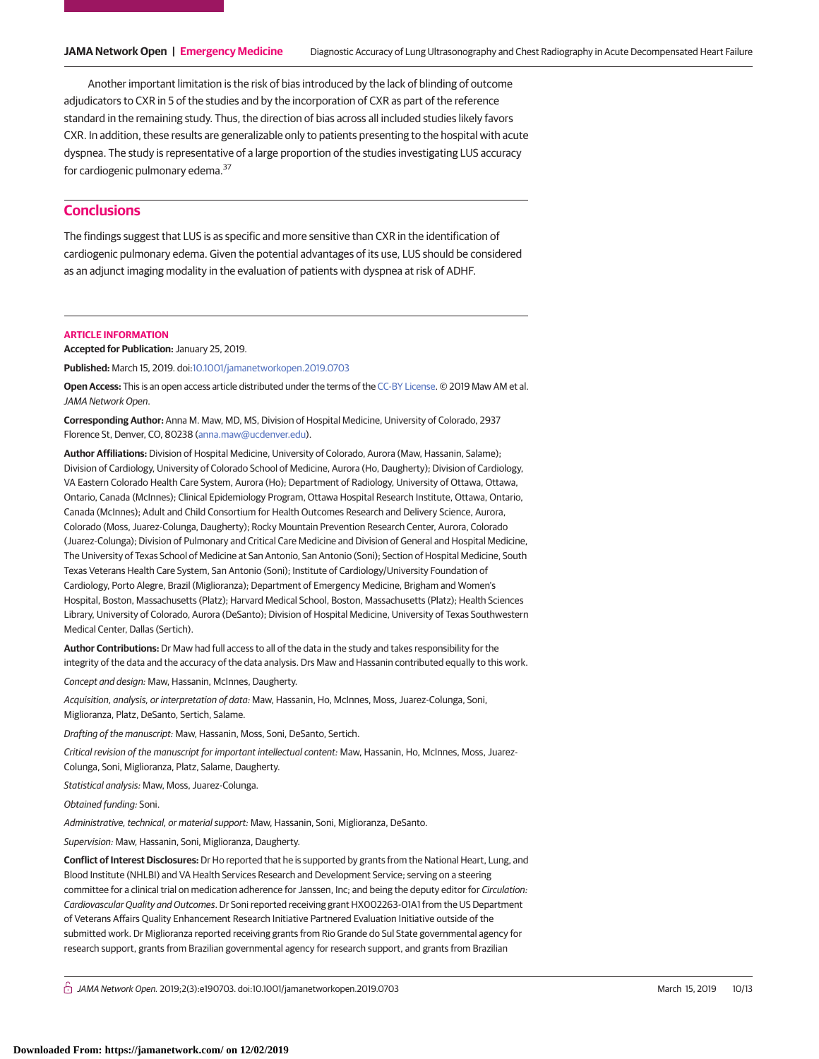Another important limitation is the risk of bias introduced by the lack of blinding of outcome adjudicators to CXR in 5 of the studies and by the incorporation of CXR as part of the reference standard in the remaining study. Thus, the direction of bias across all included studies likely favors CXR. In addition, these results are generalizable only to patients presenting to the hospital with acute dyspnea. The study is representative of a large proportion of the studies investigating LUS accuracy for cardiogenic pulmonary edema.[37]

## Conclusions

The findings suggest that LUS is as specific and more sensitive than CXR in the identification of cardiogenic pulmonary edema. Given the potential advantages of its use, LUS should be considered as an adjunct imaging modality in the evaluation of patients with dyspnea at risk of ADHF.

### ARTICLE INFORMATION

**Accepted for Publication:** January 25, 2019.

**Published:** March 15, 2019. doi:10.1001/jamanetworkopen.2019.0703

**Open Access:** This is an open access article distributed under the terms of the CC-BY License. © 2019 Maw AM et al. *JAMA Network Open*.

**Corresponding Author:** Anna M. Maw, MD, MS, Division of Hospital Medicine, University of Colorado, 2937 Florence St, Denver, CO, 80238 (anna.maw@ucdenver.edu).

**Author Affiliations:** Division of Hospital Medicine, University of Colorado, Aurora (Maw, Hassanin, Salame); Division of Cardiology, University of Colorado School of Medicine, Aurora (Ho, Daugherty); Division of Cardiology, VA Eastern Colorado Health Care System, Aurora (Ho); Department of Radiology, University of Ottawa, Ottawa, Ontario, Canada (McInnes); Clinical Epidemiology Program, Ottawa Hospital Research Institute, Ottawa, Ontario, Canada (McInnes); Adult and Child Consortium for Health Outcomes Research and Delivery Science, Aurora, Colorado (Moss, Juarez-Colunga, Daugherty); Rocky Mountain Prevention Research Center, Aurora, Colorado (Juarez-Colunga); Division of Pulmonary and Critical Care Medicine and Division of General and Hospital Medicine, The University of Texas School of Medicine at San Antonio, San Antonio (Soni); Section of Hospital Medicine, South Texas Veterans Health Care System, San Antonio (Soni); Institute of Cardiology/University Foundation of Cardiology, Porto Alegre, Brazil (Miglioranza); Department of Emergency Medicine, Brigham and Women's Hospital, Boston, Massachusetts (Platz); Harvard Medical School, Boston, Massachusetts (Platz); Health Sciences Library, University of Colorado, Aurora (DeSanto); Division of Hospital Medicine, University of Texas Southwestern Medical Center, Dallas (Sertich).

**Author Contributions:** Dr Maw had full access to all of the data in the study and takes responsibility for the integrity of the data and the accuracy of the data analysis. Drs Maw and Hassanin contributed equally to this work.

*Concept and design:* Maw, Hassanin, McInnes, Daugherty.

*Acquisition, analysis, or interpretation of data:* Maw, Hassanin, Ho, McInnes, Moss, Juarez-Colunga, Soni, Miglioranza, Platz, DeSanto, Sertich, Salame.

*Drafting of the manuscript:* Maw, Hassanin, Moss, Soni, DeSanto, Sertich.

*Critical revision of the manuscript for important intellectual content:* Maw, Hassanin, Ho, McInnes, Moss, Juarez-Colunga, Soni, Miglioranza, Platz, Salame, Daugherty.

*Statistical analysis:* Maw, Moss, Juarez-Colunga.

*Obtained funding:* Soni.

*Administrative, technical, or material support:* Maw, Hassanin, Soni, Miglioranza, DeSanto.

*Supervision:* Maw, Hassanin, Soni, Miglioranza, Daugherty.

**Conflict of Interest Disclosures:** Dr Ho reported that he is supported by grants from the National Heart, Lung, and Blood Institute (NHLBI) and VA Health Services Research and Development Service; serving on a steering committee for a clinical trial on medication adherence for Janssen, Inc; and being the deputy editor for *Circulation: Cardiovascular Quality and Outcomes*. Dr Soni reported receiving grant HX002263-01A1 from the US Department of Veterans Affairs Quality Enhancement Research Initiative Partnered Evaluation Initiative outside of the submitted work. Dr Miglioranza reported receiving grants from Rio Grande do Sul State governmental agency for research support, grants from Brazilian governmental agency for research support, and grants from Brazilian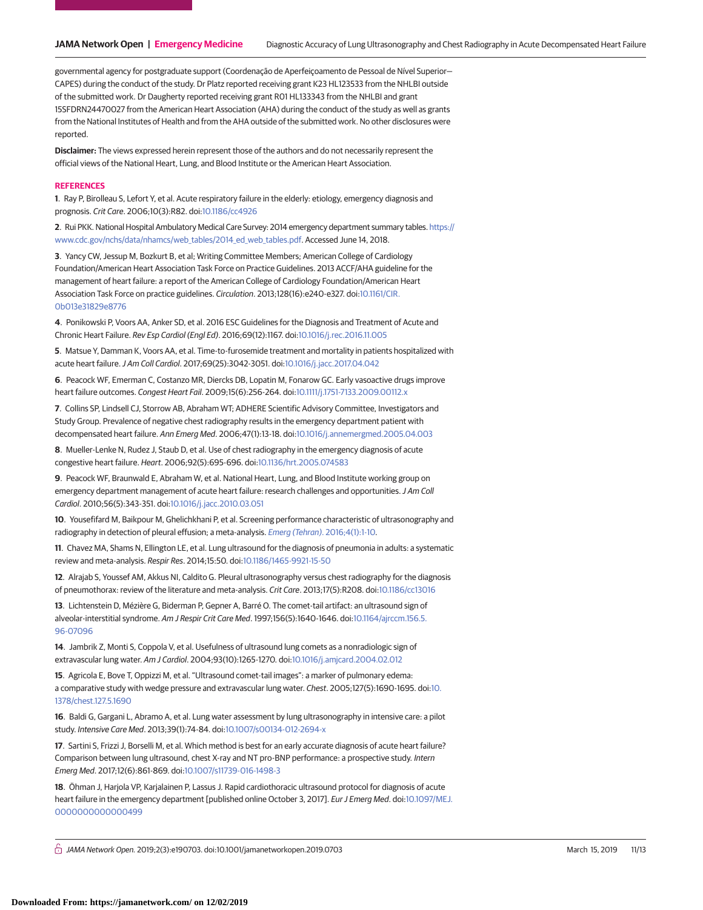governmental agency for postgraduate support (Coordenação de Aperfeiçoamento de Pessoal de Nível Superior—CAPES) during the conduct of the study. Dr Platz reported receiving grant K23 HL123533 from the NHLBI outside of the submitted work. Dr Daugherty reported receiving grant R01 HL133343 from the NHLBI and grant 15SFDRN24470027 from the American Heart Association (AHA) during the conduct of the study as well as grants from the National Institutes of Health and from the AHA outside of the submitted work. No other disclosures were reported.

**Disclaimer:** The views expressed herein represent those of the authors and do not necessarily represent the official views of the National Heart, Lung, and Blood Institute or the American Heart Association.

## REFERENCES

**1**. Ray P, Birolleau S, Lefort Y, et al. Acute respiratory failure in the elderly: etiology, emergency diagnosis and prognosis. *Crit Care*. 2006;10(3):R82. doi:10.1186/cc4926

**2**. Rui PKK. National Hospital Ambulatory Medical Care Survey: 2014 emergency department summary tables. https://www.cdc.gov/nchs/data/nhamcs/web_tables/2014_ed_web_tables.pdf. Accessed June 14, 2018.

**3**. Yancy CW, Jessup M, Bozkurt B, et al; Writing Committee Members; American College of Cardiology Foundation/American Heart Association Task Force on Practice Guidelines. 2013 ACCF/AHA guideline for the management of heart failure: a report of the American College of Cardiology Foundation/American Heart Association Task Force on practice guidelines. *Circulation*. 2013;128(16):e240-e327. doi:10.1161/CIR.0b013e31829e8776

**4**. Ponikowski P, Voors AA, Anker SD, et al. 2016 ESC Guidelines for the Diagnosis and Treatment of Acute and Chronic Heart Failure. *Rev Esp Cardiol (Engl Ed)*. 2016;69(12):1167. doi:10.1016/j.rec.2016.11.005

**5**. Matsue Y, Damman K, Voors AA, et al. Time-to-furosemide treatment and mortality in patients hospitalized with acute heart failure. *J Am Coll Cardiol*. 2017;69(25):3042-3051. doi:10.1016/j.jacc.2017.04.042

**6**. Peacock WF, Emerman C, Costanzo MR, Diercks DB, Lopatin M, Fonarow GC. Early vasoactive drugs improve heart failure outcomes. *Congest Heart Fail*. 2009;15(6):256-264. doi:10.1111/j.1751-7133.2009.00112.x

**7**. Collins SP, Lindsell CJ, Storrow AB, Abraham WT; ADHERE Scientific Advisory Committee, Investigators and Study Group. Prevalence of negative chest radiography results in the emergency department patient with decompensated heart failure. *Ann Emerg Med*. 2006;47(1):13-18. doi:10.1016/j.annemergmed.2005.04.003

**8**. Mueller-Lenke N, Rudez J, Staub D, et al. Use of chest radiography in the emergency diagnosis of acute congestive heart failure. *Heart*. 2006;92(5):695-696. doi:10.1136/hrt.2005.074583

**9**. Peacock WF, Braunwald E, Abraham W, et al. National Heart, Lung, and Blood Institute working group on emergency department management of acute heart failure: research challenges and opportunities. *J Am Coll Cardiol*. 2010;56(5):343-351. doi:10.1016/j.jacc.2010.03.051

**10**. Yousefifard M, Baikpour M, Ghelichkhani P, et al. Screening performance characteristic of ultrasonography and radiography in detection of pleural effusion; a meta-analysis. *Emerg (Tehran)*. 2016;4(1):1-10.

**11**. Chavez MA, Shams N, Ellington LE, et al. Lung ultrasound for the diagnosis of pneumonia in adults: a systematic review and meta-analysis. *Respir Res*. 2014;15:50. doi:10.1186/1465-9921-15-50

**12**. Alrajab S, Youssef AM, Akkus NI, Caldito G. Pleural ultrasonography versus chest radiography for the diagnosis of pneumothorax: review of the literature and meta-analysis. *Crit Care*. 2013;17(5):R208. doi:10.1186/cc13016

**13**. Lichtenstein D, Mézière G, Biderman P, Gepner A, Barré O. The comet-tail artifact: an ultrasound sign of alveolar-interstitial syndrome. *Am J Respir Crit Care Med*. 1997;156(5):1640-1646. doi:10.1164/ajrccm.156.5.96-07096

**14**. Jambrik Z, Monti S, Coppola V, et al. Usefulness of ultrasound lung comets as a nonradiologic sign of extravascular lung water. *Am J Cardiol*. 2004;93(10):1265-1270. doi:10.1016/j.amjcard.2004.02.012

**15**. Agricola E, Bove T, Oppizzi M, et al. "Ultrasound comet-tail images": a marker of pulmonary edema: a comparative study with wedge pressure and extravascular lung water. *Chest*. 2005;127(5):1690-1695. doi:10.1378/chest.127.5.1690

**16**. Baldi G, Gargani L, Abramo A, et al. Lung water assessment by lung ultrasonography in intensive care: a pilot study. *Intensive Care Med*. 2013;39(1):74-84. doi:10.1007/s00134-012-2694-x

**17**. Sartini S, Frizzi J, Borselli M, et al. Which method is best for an early accurate diagnosis of acute heart failure? Comparison between lung ultrasound, chest X-ray and NT pro-BNP performance: a prospective study. *Intern Emerg Med*. 2017;12(6):861-869. doi:10.1007/s11739-016-1498-3

**18**. Öhman J, Harjola VP, Karjalainen P, Lassus J. Rapid cardiothoracic ultrasound protocol for diagnosis of acute heart failure in the emergency department [published online October 3, 2017]. *Eur J Emerg Med*. doi:10.1097/MEJ.0000000000000499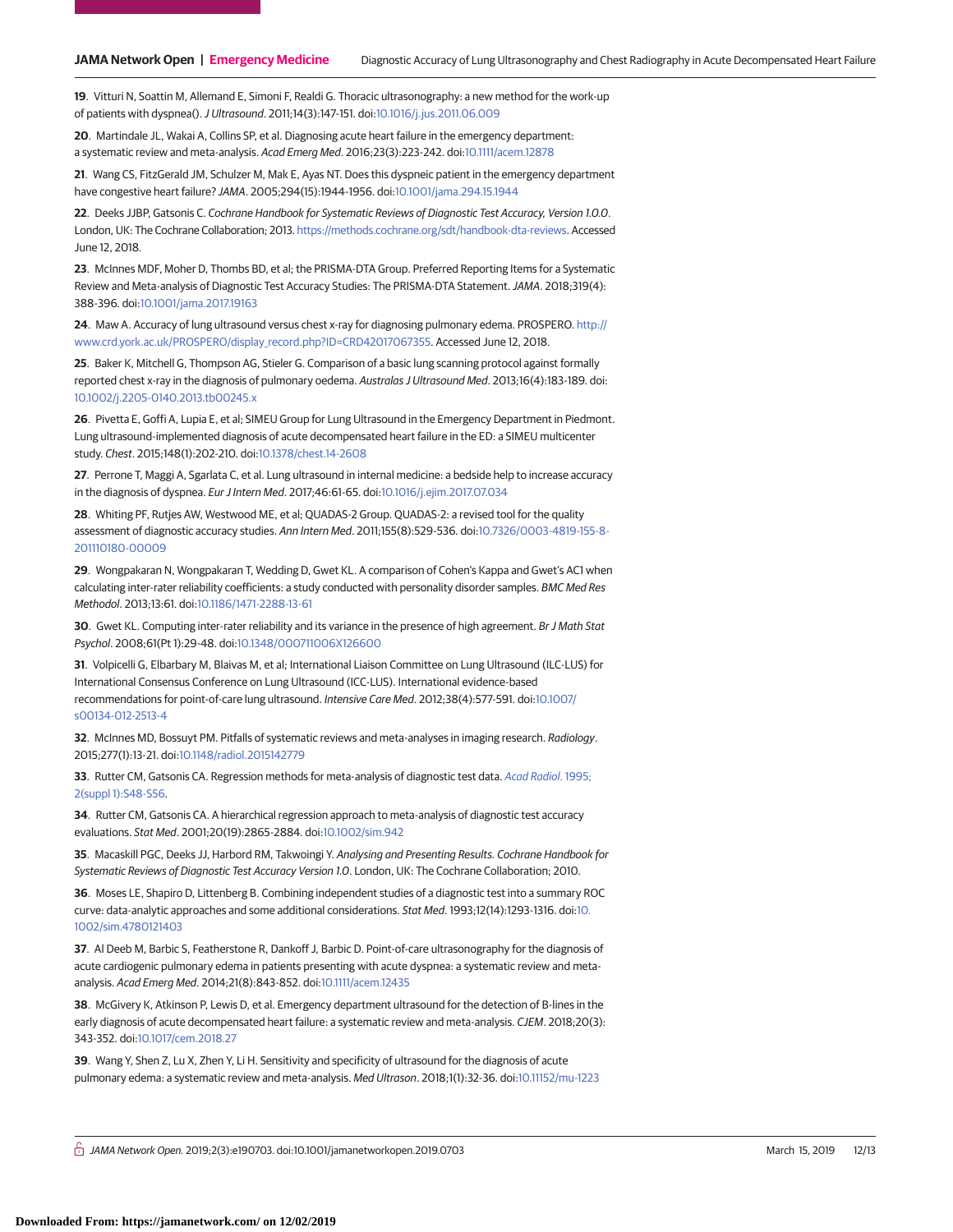19. Vitturi N, Soattin M, Allemand E, Simoni F, Realdi G. Thoracic ultrasonography: a new method for the work-up of patients with dyspnea(). *J Ultrasound*. 2011;14(3):147-151. doi:10.1016/j.jus.2011.06.009

20. Martindale JL, Wakai A, Collins SP, et al. Diagnosing acute heart failure in the emergency department: a systematic review and meta-analysis. *Acad Emerg Med*. 2016;23(3):223-242. doi:10.1111/acem.12878

21. Wang CS, FitzGerald JM, Schulzer M, Mak E, Ayas NT. Does this dyspneic patient in the emergency department have congestive heart failure? *JAMA*. 2005;294(15):1944-1956. doi:10.1001/jama.294.15.1944

22. Deeks JJBP, Gatsonis C. *Cochrane Handbook for Systematic Reviews of Diagnostic Test Accuracy, Version 1.0.0*. London, UK: The Cochrane Collaboration; 2013. https://methods.cochrane.org/sdt/handbook-dta-reviews. Accessed June 12, 2018.

23. McInnes MDF, Moher D, Thombs BD, et al; the PRISMA-DTA Group. Preferred Reporting Items for a Systematic Review and Meta-analysis of Diagnostic Test Accuracy Studies: The PRISMA-DTA Statement. *JAMA*. 2018;319(4):388-396. doi:10.1001/jama.2017.19163

24. Maw A. Accuracy of lung ultrasound versus chest x-ray for diagnosing pulmonary edema. PROSPERO. http://www.crd.york.ac.uk/PROSPERO/display_record.php?ID=CRD42017067355. Accessed June 12, 2018.

25. Baker K, Mitchell G, Thompson AG, Stieler G. Comparison of a basic lung scanning protocol against formally reported chest x-ray in the diagnosis of pulmonary oedema. *Australas J Ultrasound Med*. 2013;16(4):183-189. doi:10.1002/j.2205-0140.2013.tb00245.x

26. Pivetta E, Goffi A, Lupia E, et al; SIMEU Group for Lung Ultrasound in the Emergency Department in Piedmont. Lung ultrasound-implemented diagnosis of acute decompensated heart failure in the ED: a SIMEU multicenter study. *Chest*. 2015;148(1):202-210. doi:10.1378/chest.14-2608

27. Perrone T, Maggi A, Sgarlata C, et al. Lung ultrasound in internal medicine: a bedside help to increase accuracy in the diagnosis of dyspnea. *Eur J Intern Med*. 2017;46:61-65. doi:10.1016/j.ejim.2017.07.034

28. Whiting PF, Rutjes AW, Westwood ME, et al; QUADAS-2 Group. QUADAS-2: a revised tool for the quality assessment of diagnostic accuracy studies. *Ann Intern Med*. 2011;155(8):529-536. doi:10.7326/0003-4819-155-8-201110180-00009

29. Wongpakaran N, Wongpakaran T, Wedding D, Gwet KL. A comparison of Cohen's Kappa and Gwet's AC1 when calculating inter-rater reliability coefficients: a study conducted with personality disorder samples. *BMC Med Res Methodol*. 2013;13:61. doi:10.1186/1471-2288-13-61

30. Gwet KL. Computing inter-rater reliability and its variance in the presence of high agreement. *Br J Math Stat Psychol*. 2008;61(Pt 1):29-48. doi:10.1348/000711006X126600

31. Volpicelli G, Elbarbary M, Blaivas M, et al; International Liaison Committee on Lung Ultrasound (ILC-LUS) for International Consensus Conference on Lung Ultrasound (ICC-LUS). International evidence-based recommendations for point-of-care lung ultrasound. *Intensive Care Med*. 2012;38(4):577-591. doi:10.1007/s00134-012-2513-4

32. McInnes MD, Bossuyt PM. Pitfalls of systematic reviews and meta-analyses in imaging research. *Radiology*. 2015;277(1):13-21. doi:10.1148/radiol.2015142779

33. Rutter CM, Gatsonis CA. Regression methods for meta-analysis of diagnostic test data. *Acad Radiol*. 1995;2(suppl 1):S48-S56.

34. Rutter CM, Gatsonis CA. A hierarchical regression approach to meta-analysis of diagnostic test accuracy evaluations. *Stat Med*. 2001;20(19):2865-2884. doi:10.1002/sim.942

35. Macaskill PGC, Deeks JJ, Harbord RM, Takwoingi Y. *Analysing and Presenting Results. Cochrane Handbook for Systematic Reviews of Diagnostic Test Accuracy Version 1.0*. London, UK: The Cochrane Collaboration; 2010.

36. Moses LE, Shapiro D, Littenberg B. Combining independent studies of a diagnostic test into a summary ROC curve: data-analytic approaches and some additional considerations. *Stat Med*. 1993;12(14):1293-1316. doi:10.1002/sim.4780121403

37. Al Deeb M, Barbic S, Featherstone R, Dankoff J, Barbic D. Point-of-care ultrasonography for the diagnosis of acute cardiogenic pulmonary edema in patients presenting with acute dyspnea: a systematic review and meta-analysis. *Acad Emerg Med*. 2014;21(8):843-852. doi:10.1111/acem.12435

38. McGivery K, Atkinson P, Lewis D, et al. Emergency department ultrasound for the detection of B-lines in the early diagnosis of acute decompensated heart failure: a systematic review and meta-analysis. *CJEM*. 2018;20(3):343-352. doi:10.1017/cem.2018.27

39. Wang Y, Shen Z, Lu X, Zhen Y, Li H. Sensitivity and specificity of ultrasound for the diagnosis of acute pulmonary edema: a systematic review and meta-analysis. *Med Ultrason*. 2018;1(1):32-36. doi:10.11152/mu-1223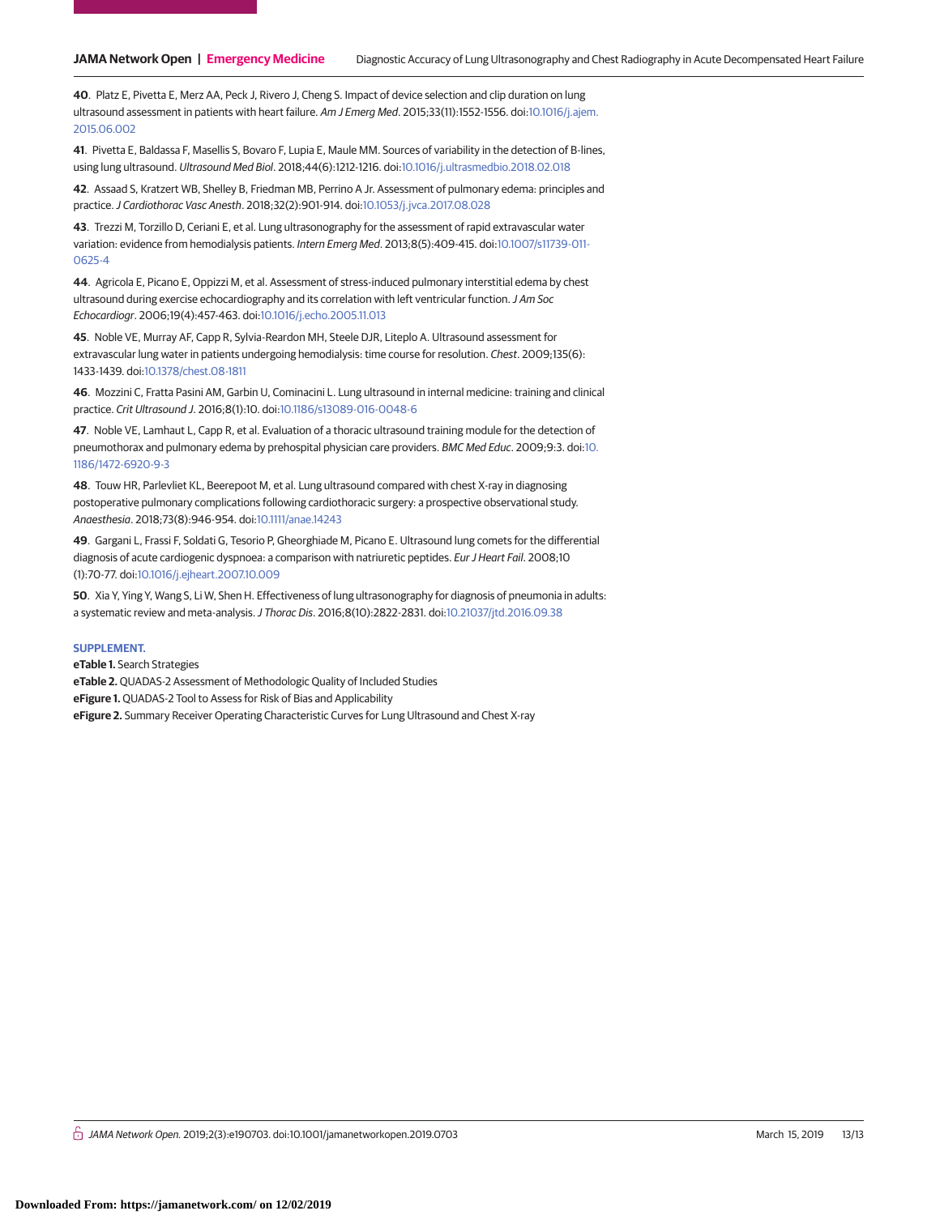**40**. Platz E, Pivetta E, Merz AA, Peck J, Rivero J, Cheng S. Impact of device selection and clip duration on lung ultrasound assessment in patients with heart failure. *Am J Emerg Med*. 2015;33(11):1552-1556. doi:10.1016/j.ajem.2015.06.002

**41**. Pivetta E, Baldassa F, Masellis S, Bovaro F, Lupia E, Maule MM. Sources of variability in the detection of B-lines, using lung ultrasound. *Ultrasound Med Biol*. 2018;44(6):1212-1216. doi:10.1016/j.ultrasmedbio.2018.02.018

**42**. Assaad S, Kratzert WB, Shelley B, Friedman MB, Perrino A Jr. Assessment of pulmonary edema: principles and practice. *J Cardiothorac Vasc Anesth*. 2018;32(2):901-914. doi:10.1053/j.jvca.2017.08.028

**43**. Trezzi M, Torzillo D, Ceriani E, et al. Lung ultrasonography for the assessment of rapid extravascular water variation: evidence from hemodialysis patients. *Intern Emerg Med*. 2013;8(5):409-415. doi:10.1007/s11739-011-0625-4

**44**. Agricola E, Picano E, Oppizzi M, et al. Assessment of stress-induced pulmonary interstitial edema by chest ultrasound during exercise echocardiography and its correlation with left ventricular function. *J Am Soc Echocardiogr*. 2006;19(4):457-463. doi:10.1016/j.echo.2005.11.013

**45**. Noble VE, Murray AF, Capp R, Sylvia-Reardon MH, Steele DJR, Liteplo A. Ultrasound assessment for extravascular lung water in patients undergoing hemodialysis: time course for resolution. *Chest*. 2009;135(6):1433-1439. doi:10.1378/chest.08-1811

**46**. Mozzini C, Fratta Pasini AM, Garbin U, Cominacini L. Lung ultrasound in internal medicine: training and clinical practice. *Crit Ultrasound J*. 2016;8(1):10. doi:10.1186/s13089-016-0048-6

**47**. Noble VE, Lamhaut L, Capp R, et al. Evaluation of a thoracic ultrasound training module for the detection of pneumothorax and pulmonary edema by prehospital physician care providers. *BMC Med Educ*. 2009;9:3. doi:10.1186/1472-6920-9-3

**48**. Touw HR, Parlevliet KL, Beerepoot M, et al. Lung ultrasound compared with chest X-ray in diagnosing postoperative pulmonary complications following cardiothoracic surgery: a prospective observational study. *Anaesthesia*. 2018;73(8):946-954. doi:10.1111/anae.14243

**49**. Gargani L, Frassi F, Soldati G, Tesorio P, Gheorghiade M, Picano E. Ultrasound lung comets for the differential diagnosis of acute cardiogenic dyspnoea: a comparison with natriuretic peptides. *Eur J Heart Fail*. 2008;10(1):70-77. doi:10.1016/j.ejheart.2007.10.009

**50**. Xia Y, Ying Y, Wang S, Li W, Shen H. Effectiveness of lung ultrasonography for diagnosis of pneumonia in adults: a systematic review and meta-analysis. *J Thorac Dis*. 2016;8(10):2822-2831. doi:10.21037/jtd.2016.09.38

**SUPPLEMENT.**

**eTable 1.** Search Strategies
**eTable 2.** QUADAS-2 Assessment of Methodologic Quality of Included Studies
**eFigure 1.** QUADAS-2 Tool to Assess for Risk of Bias and Applicability
**eFigure 2.** Summary Receiver Operating Characteristic Curves for Lung Ultrasound and Chest X-ray